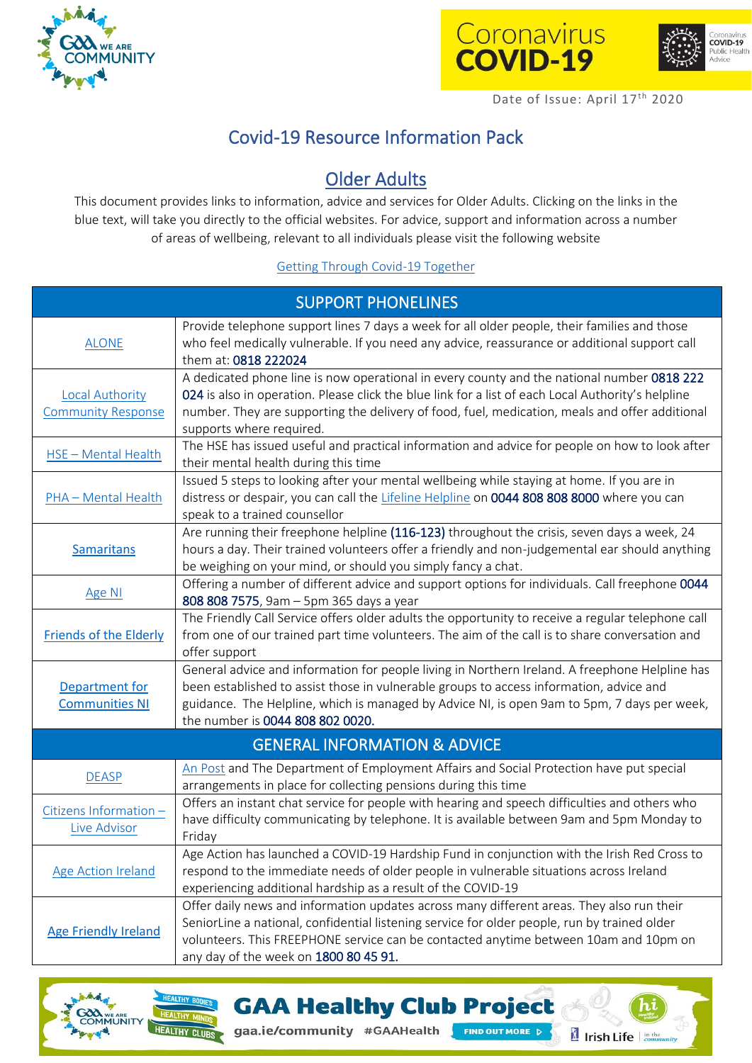Date of Issue: April 17th 2020

# Covid-19 Resource Information Pack

## Older Adults

This document provides links to information, advice and services for Older Adults. Clicking on the links in the blue text, will take you directly to the official websites. For advice, support and information across a number of areas of wellbeing, relevant to all individuals please visit the following website

Getting Through Covid-19 Together

| SUPPORT PHONELINES | |
|---|---|
| ALONE | Provide telephone support lines 7 days a week for all older people, their families and those who feel medically vulnerable. If you need any advice, reassurance or additional support call them at: 0818 222024 |
| Local Authority Community Response | A dedicated phone line is now operational in every county and the national number 0818 222 024 is also in operation. Please click the blue link for a list of each Local Authority's helpline number. They are supporting the delivery of food, fuel, medication, meals and offer additional supports where required. |
| HSE – Mental Health | The HSE has issued useful and practical information and advice for people on how to look after their mental health during this time |
| PHA – Mental Health | Issued 5 steps to looking after your mental wellbeing while staying at home. If you are in distress or despair, you can call the Lifeline Helpline on 0044 808 808 8000 where you can speak to a trained counsellor |
| Samaritans | Are running their freephone helpline (116-123) throughout the crisis, seven days a week, 24 hours a day. Their trained volunteers offer a friendly and non-judgemental ear should anything be weighing on your mind, or should you simply fancy a chat. |
| Age NI | Offering a number of different advice and support options for individuals. Call freephone 0044 808 808 7575, 9am – 5pm 365 days a year |
| Friends of the Elderly | The Friendly Call Service offers older adults the opportunity to receive a regular telephone call from one of our trained part time volunteers. The aim of the call is to share conversation and offer support |
| Department for Communities NI | General advice and information for people living in Northern Ireland. A freephone Helpline has been established to assist those in vulnerable groups to access information, advice and guidance. The Helpline, which is managed by Advice NI, is open 9am to 5pm, 7 days per week, the number is 0044 808 802 0020. |
| **GENERAL INFORMATION & ADVICE** | |
| DEASP | An Post and The Department of Employment Affairs and Social Protection have put special arrangements in place for collecting pensions during this time |
| Citizens Information – Live Advisor | Offers an instant chat service for people with hearing and speech difficulties and others who have difficulty communicating by telephone. It is available between 9am and 5pm Monday to Friday |
| Age Action Ireland | Age Action has launched a COVID-19 Hardship Fund in conjunction with the Irish Red Cross to respond to the immediate needs of older people in vulnerable situations across Ireland experiencing additional hardship as a result of the COVID-19 |
| Age Friendly Ireland | Offer daily news and information updates across many different areas. They also run their SeniorLine a national, confidential listening service for older people, run by trained older volunteers. This FREEPHONE service can be contacted anytime between 10am and 10pm on any day of the week on 1800 80 45 91. |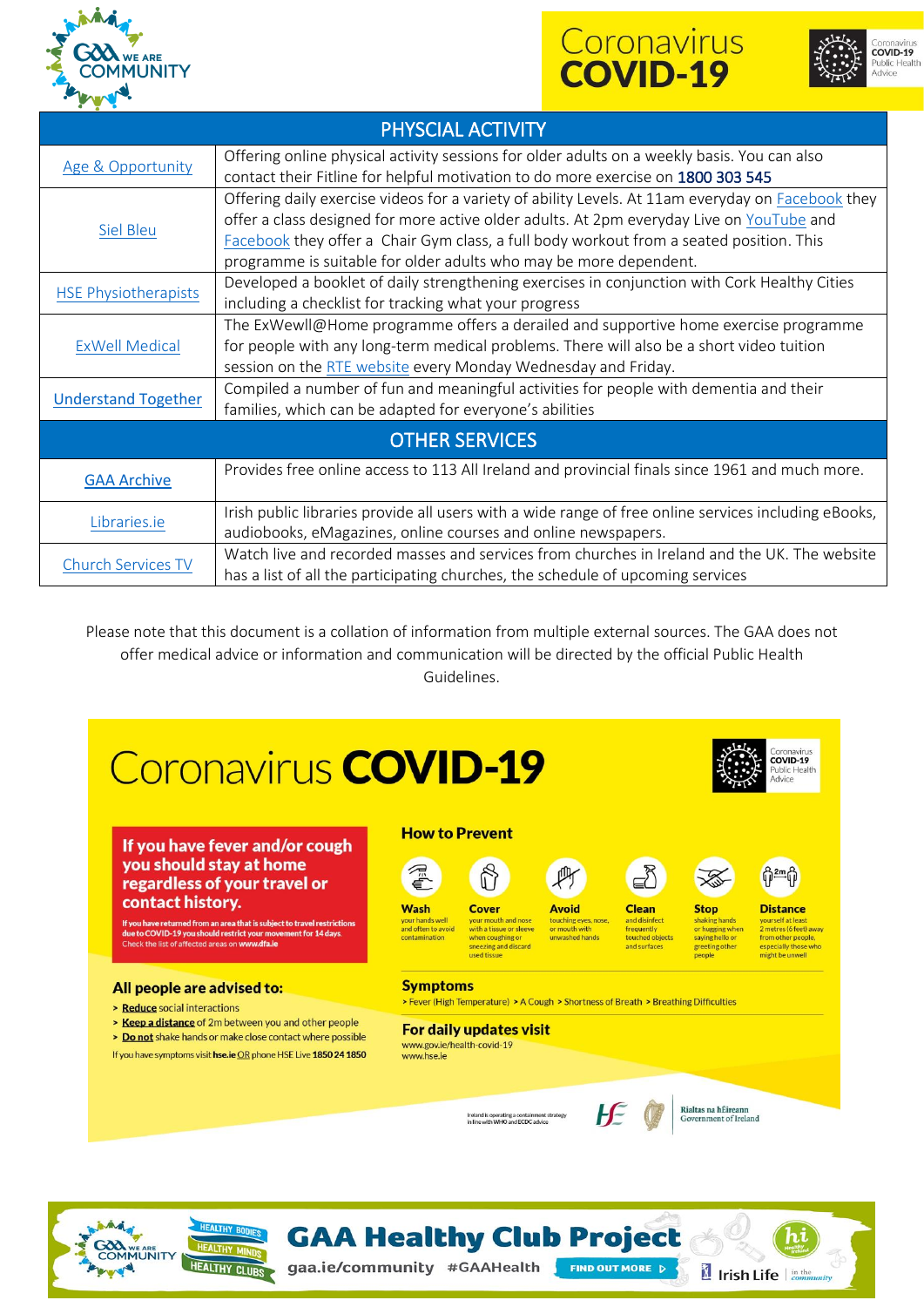| PHYSCIAL ACTIVITY | |
|---|---|
| Age & Opportunity | Offering online physical activity sessions for older adults on a weekly basis. You can also contact their Fitline for helpful motivation to do more exercise on 1800 303 545 |
| Siel Bleu | Offering daily exercise videos for a variety of ability Levels. At 11am everyday on Facebook they offer a class designed for more active older adults. At 2pm everyday Live on YouTube and Facebook they offer a Chair Gym class, a full body workout from a seated position. This programme is suitable for older adults who may be more dependent. |
| HSE Physiotherapists | Developed a booklet of daily strengthening exercises in conjunction with Cork Healthy Cities including a checklist for tracking what your progress |
| ExWell Medical | The ExWewll@Home programme offers a derailed and supportive home exercise programme for people with any long-term medical problems. There will also be a short video tuition session on the RTE website every Monday Wednesday and Friday. |
| Understand Together | Compiled a number of fun and meaningful activities for people with dementia and their families, which can be adapted for everyone's abilities |
| **OTHER SERVICES** | |
| GAA Archive | Provides free online access to 113 All Ireland and provincial finals since 1961 and much more. |
| Libraries.ie | Irish public libraries provide all users with a wide range of free online services including eBooks, audiobooks, eMagazines, online courses and online newspapers. |
| Church Services TV | Watch live and recorded masses and services from churches in Ireland and the UK. The website has a list of all the participating churches, the schedule of upcoming services |

Please note that this document is a collation of information from multiple external sources. The GAA does not offer medical advice or information and communication will be directed by the official Public Health Guidelines.

# Coronavirus COVID-19

Coronavirus COVID-19 Public Health Advice

**If you have fever and/or cough you should stay at home regardless of your travel or contact history.**

If you have returned from an area that is subject to travel restrictions due to COVID-19 you should restrict your movement for 14 days. Check the list of affected areas on www.dfa.ie

**All people are advised to:**

- **Reduce** social interactions
- **Keep a distance** of 2m between you and other people
- **Do not** shake hands or make close contact where possible

If you have symptoms visit hse.ie OR phone HSE Live 1850 24 1850

**How to Prevent**

- **Wash** your hands well and often to avoid contamination
- **Cover** your mouth and nose with a tissue or sleeve when coughing or sneezing and discard used tissue
- **Avoid** touching eyes, nose, or mouth with unwashed hands
- **Clean** and disinfect frequently touched objects and surfaces
- **Stop** shaking hands or hugging when saying hello or greeting other people
- **Distance** yourself at least 2 metres (6 feet) away from other people, especially those who might be unwell

**Symptoms**

> Fever (High Temperature) > A Cough > Shortness of Breath > Breathing Difficulties

**For daily updates visit**

www.gov.ie/health-covid-19
www.hse.ie

Ireland is operating a containment strategy in line with WHO and ECDC advice

Rialtas na hÉireann Government of Ireland

**GAA Healthy Club Project**

gaa.ie/community #GAAHealth FIND OUT MORE

Healthy Bodies Healthy Minds Healthy Clubs

Irish Life